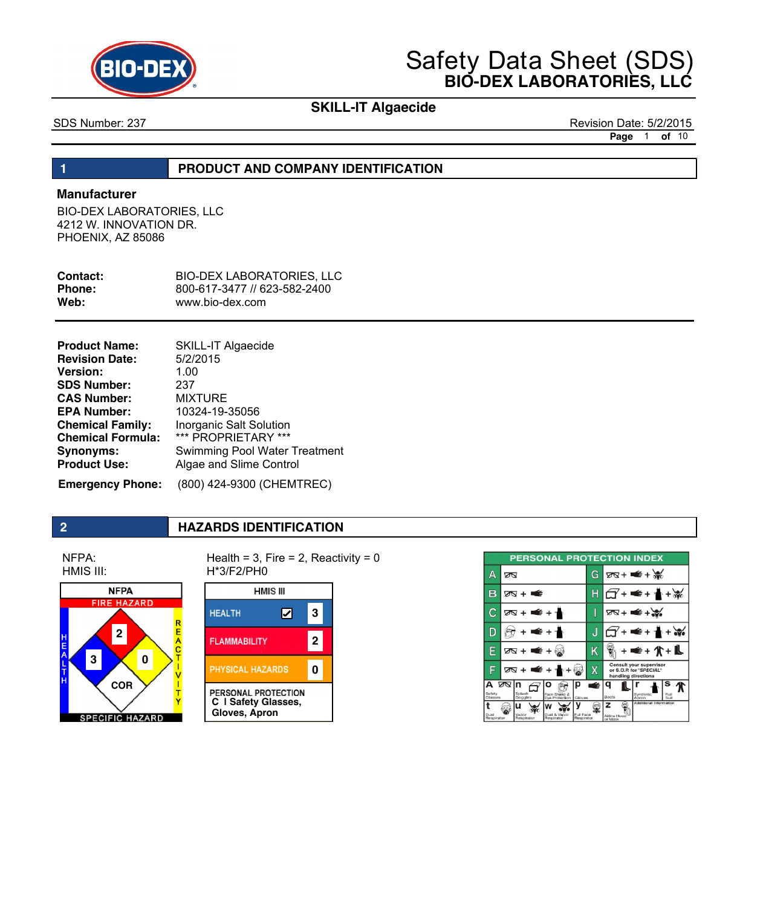# Safety Data Sheet (SDS)
## BIO-DEX LABORATORIES, LLC

**SKILL-IT Algaecide**

SDS Number: 237 | Revision Date: 5/2/2015

## 1 PRODUCT AND COMPANY IDENTIFICATION

### Manufacturer

BIO-DEX LABORATORIES, LLC
4212 W. INNOVATION DR.
PHOENIX, AZ 85086

**Contact:** BIO-DEX LABORATORIES, LLC
**Phone:** 800-617-3477 // 623-582-2400
**Web:** www.bio-dex.com

**Product Name:** SKILL-IT Algaecide
**Revision Date:** 5/2/2015
**Version:** 1.00
**SDS Number:** 237
**CAS Number:** MIXTURE
**EPA Number:** 10324-19-35056
**Chemical Family:** Inorganic Salt Solution
**Chemical Formula:** *** PROPRIETARY ***
**Synonyms:** Swimming Pool Water Treatment
**Product Use:** Algae and Slime Control

**Emergency Phone:** (800) 424-9300 (CHEMTREC)

## 2 HAZARDS IDENTIFICATION

NFPA: Health = 3, Fire = 2, Reactivity = 0
HMIS III: H*3/F2/PH0

**NFPA**

| Fire Hazard | Health | Reactivity | Specific Hazard |
|---|---|---|---|
| 2 | 3 | 0 | COR |

**HMIS III**

| Category | Rating |
|---|---|
| HEALTH | ✔ 3 |
| FLAMMABILITY | 2 |
| PHYSICAL HAZARDS | 0 |
| PERSONAL PROTECTION | C I Safety Glasses, Gloves, Apron |

**PERSONAL PROTECTION INDEX**

| Code | Protection | Code | Protection |
|---|---|---|---|
| A | Safety Glasses | G | Safety Glasses + Gloves + Dust Respirator |
| B | Safety Glasses + Gloves | H | Splash Goggles + Gloves + Apron + Dust Respirator |
| C | Safety Glasses + Gloves + Apron | I | Safety Glasses + Gloves + Dust & Vapor Respirator |
| D | Face Shield + Gloves + Apron | J | Splash Goggles + Gloves + Apron + Dust & Vapor Respirator |
| E | Safety Glasses + Gloves + Dust Respirator | K | Airline Hood or Mask + Gloves + Full Suit + Boots |
| F | Safety Glasses + Gloves + Apron + Dust Respirator | X | Consult your supervisor or S.O.P. for "SPECIAL" handling directions |

| a | Safety Glasses | n | Splash Goggles | o | Face Shield & Eye Protection | p | Gloves | q | Boots | r | Synthetic Apron | s | Full Suit |
|---|---|---|---|---|---|---|---|---|---|---|---|---|---|
| t | Dust Respirator | u | Vapor Respirator | w | Dust & Vapor Respirator | y | Full Face Respirator | z | Airline Hood or Mask | | Additional Information | | |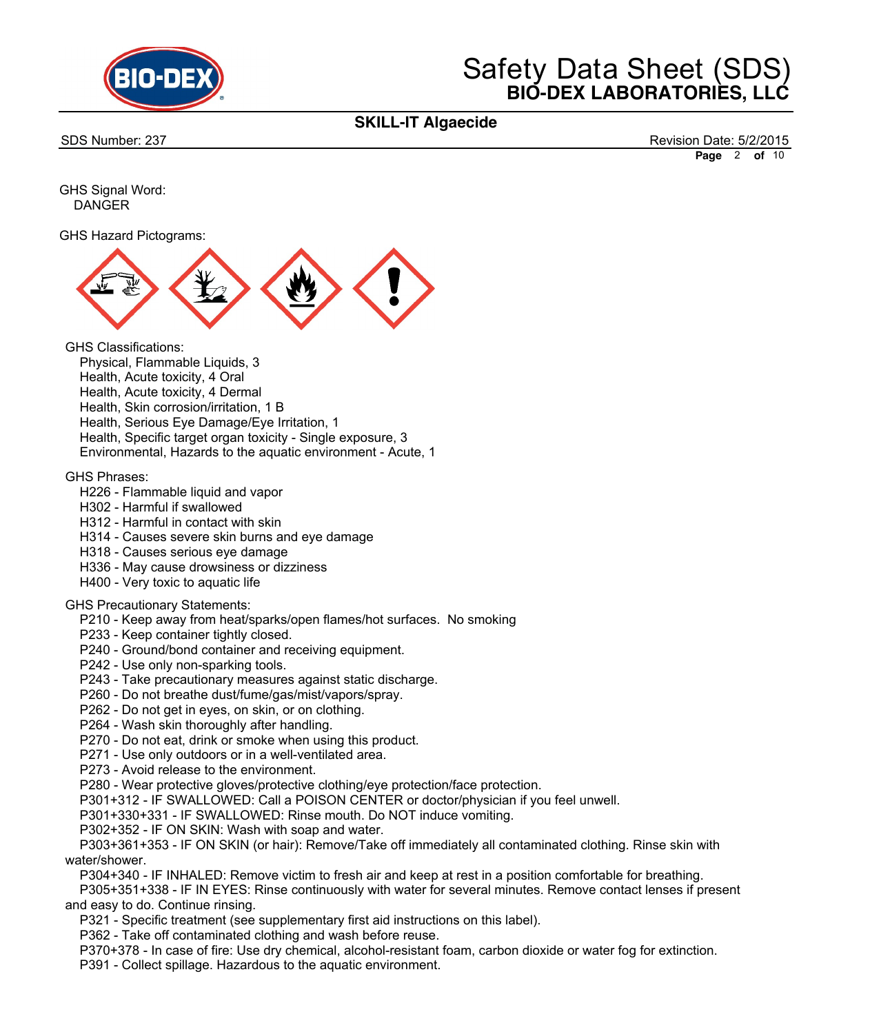GHS Signal Word:
DANGER

GHS Hazard Pictograms:

GHS Classifications:
- Physical, Flammable Liquids, 3
- Health, Acute toxicity, 4 Oral
- Health, Acute toxicity, 4 Dermal
- Health, Skin corrosion/irritation, 1 B
- Health, Serious Eye Damage/Eye Irritation, 1
- Health, Specific target organ toxicity - Single exposure, 3
- Environmental, Hazards to the aquatic environment - Acute, 1

GHS Phrases:
- H226 - Flammable liquid and vapor
- H302 - Harmful if swallowed
- H312 - Harmful in contact with skin
- H314 - Causes severe skin burns and eye damage
- H318 - Causes serious eye damage
- H336 - May cause drowsiness or dizziness
- H400 - Very toxic to aquatic life

GHS Precautionary Statements:
- P210 - Keep away from heat/sparks/open flames/hot surfaces. No smoking
- P233 - Keep container tightly closed.
- P240 - Ground/bond container and receiving equipment.
- P242 - Use only non-sparking tools.
- P243 - Take precautionary measures against static discharge.
- P260 - Do not breathe dust/fume/gas/mist/vapors/spray.
- P262 - Do not get in eyes, on skin, or on clothing.
- P264 - Wash skin thoroughly after handling.
- P270 - Do not eat, drink or smoke when using this product.
- P271 - Use only outdoors or in a well-ventilated area.
- P273 - Avoid release to the environment.
- P280 - Wear protective gloves/protective clothing/eye protection/face protection.
- P301+312 - IF SWALLOWED: Call a POISON CENTER or doctor/physician if you feel unwell.
- P301+330+331 - IF SWALLOWED: Rinse mouth. Do NOT induce vomiting.
- P302+352 - IF ON SKIN: Wash with soap and water.
- P303+361+353 - IF ON SKIN (or hair): Remove/Take off immediately all contaminated clothing. Rinse skin with water/shower.
- P304+340 - IF INHALED: Remove victim to fresh air and keep at rest in a position comfortable for breathing.
- P305+351+338 - IF IN EYES: Rinse continuously with water for several minutes. Remove contact lenses if present and easy to do. Continue rinsing.
- P321 - Specific treatment (see supplementary first aid instructions on this label).
- P362 - Take off contaminated clothing and wash before reuse.
- P370+378 - In case of fire: Use dry chemical, alcohol-resistant foam, carbon dioxide or water fog for extinction.
- P391 - Collect spillage. Hazardous to the aquatic environment.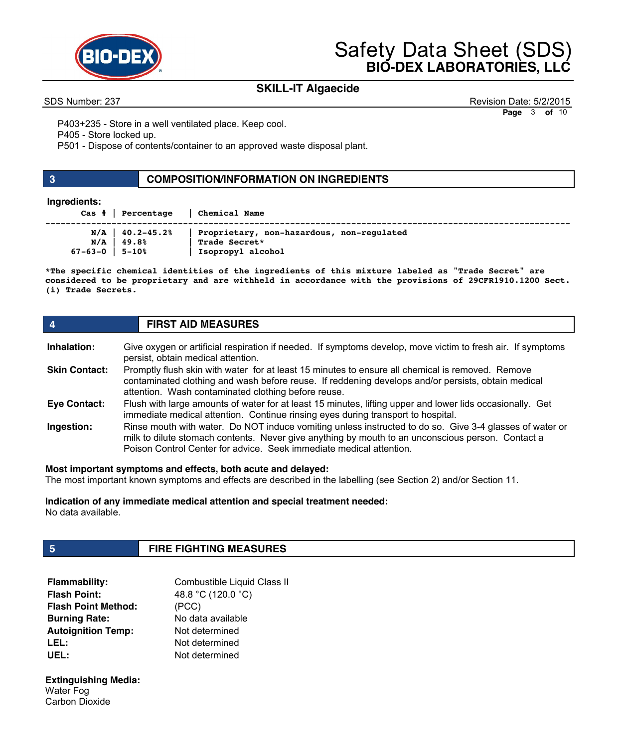P403+235 - Store in a well ventilated place. Keep cool.
P405 - Store locked up.
P501 - Dispose of contents/container to an approved waste disposal plant.

## 3 COMPOSITION/INFORMATION ON INGREDIENTS

**Ingredients:**

| Cas # | Percentage | Chemical Name |
|---|---|---|
| N/A | 40.2-45.2% | Proprietary, non-hazardous, non-regulated |
| N/A | 49.8% | Trade Secret* |
| 67-63-0 | 5-10% | Isopropyl alcohol |

**\*The specific chemical identities of the ingredients of this mixture labeled as "Trade Secret" are considered to be proprietary and are withheld in accordance with the provisions of 29CFR1910.1200 Sect. (i) Trade Secrets.**

## 4 FIRST AID MEASURES

**Inhalation:** Give oxygen or artificial respiration if needed. If symptoms develop, move victim to fresh air. If symptoms persist, obtain medical attention.

**Skin Contact:** Promptly flush skin with water for at least 15 minutes to ensure all chemical is removed. Remove contaminated clothing and wash before reuse. If reddening develops and/or persists, obtain medical attention. Wash contaminated clothing before reuse.

**Eye Contact:** Flush with large amounts of water for at least 15 minutes, lifting upper and lower lids occasionally. Get immediate medical attention. Continue rinsing eyes during transport to hospital.

**Ingestion:** Rinse mouth with water. Do NOT induce vomiting unless instructed to do so. Give 3-4 glasses of water or milk to dilute stomach contents. Never give anything by mouth to an unconscious person. Contact a Poison Control Center for advice. Seek immediate medical attention.

**Most important symptoms and effects, both acute and delayed:**
The most important known symptoms and effects are described in the labelling (see Section 2) and/or Section 11.

**Indication of any immediate medical attention and special treatment needed:**
No data available.

## 5 FIRE FIGHTING MEASURES

**Flammability:** Combustible Liquid Class II
**Flash Point:** 48.8 °C (120.0 °C)
**Flash Point Method:** (PCC)
**Burning Rate:** No data available
**Autoignition Temp:** Not determined
**LEL:** Not determined
**UEL:** Not determined

**Extinguishing Media:**
Water Fog
Carbon Dioxide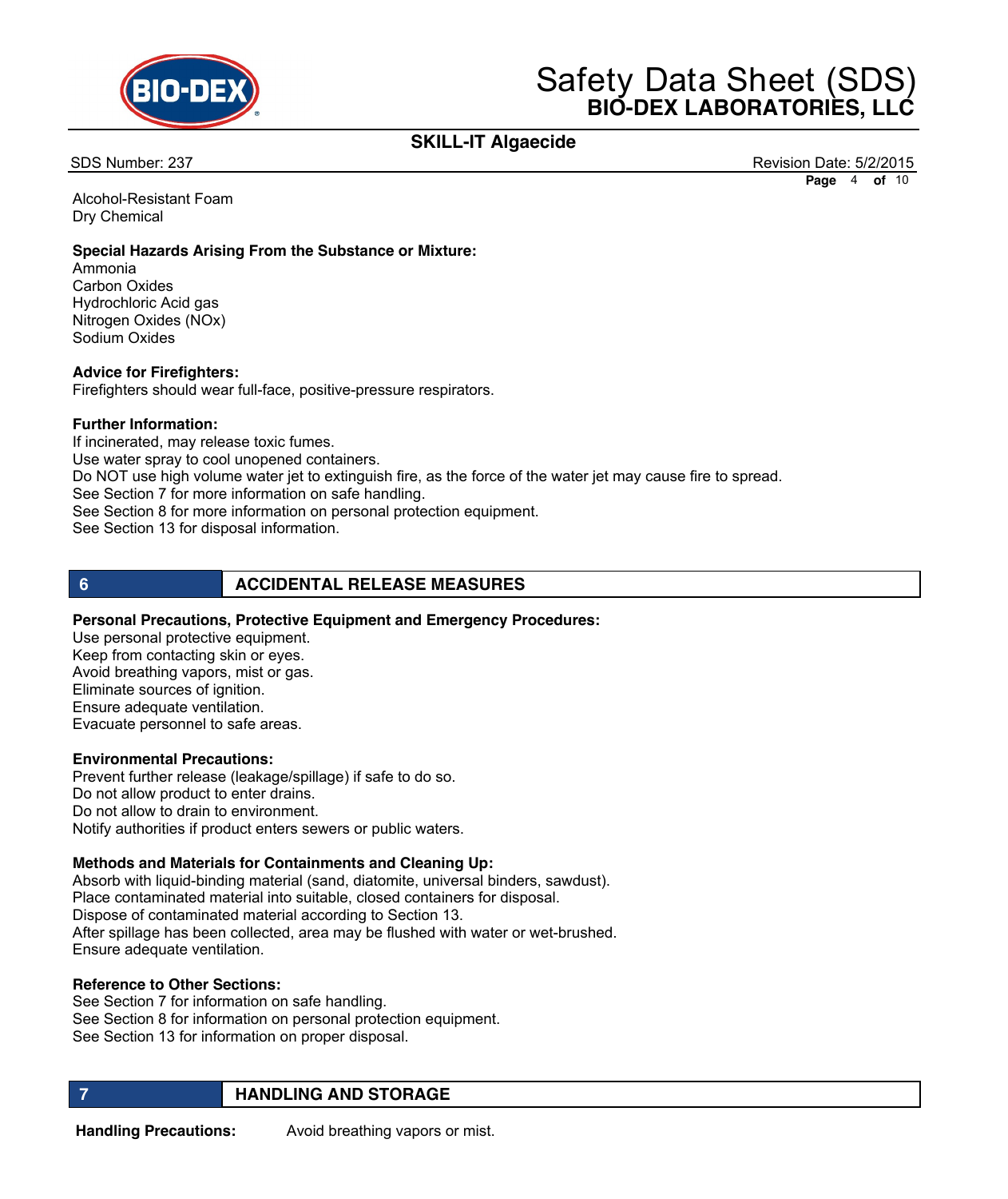Alcohol-Resistant Foam
Dry Chemical

**Special Hazards Arising From the Substance or Mixture:**
Ammonia
Carbon Oxides
Hydrochloric Acid gas
Nitrogen Oxides (NOx)
Sodium Oxides

**Advice for Firefighters:**
Firefighters should wear full-face, positive-pressure respirators.

**Further Information:**
If incinerated, may release toxic fumes.
Use water spray to cool unopened containers.
Do NOT use high volume water jet to extinguish fire, as the force of the water jet may cause fire to spread.
See Section 7 for more information on safe handling.
See Section 8 for more information on personal protection equipment.
See Section 13 for disposal information.

## 6 ACCIDENTAL RELEASE MEASURES

**Personal Precautions, Protective Equipment and Emergency Procedures:**
Use personal protective equipment.
Keep from contacting skin or eyes.
Avoid breathing vapors, mist or gas.
Eliminate sources of ignition.
Ensure adequate ventilation.
Evacuate personnel to safe areas.

**Environmental Precautions:**
Prevent further release (leakage/spillage) if safe to do so.
Do not allow product to enter drains.
Do not allow to drain to environment.
Notify authorities if product enters sewers or public waters.

**Methods and Materials for Containments and Cleaning Up:**
Absorb with liquid-binding material (sand, diatomite, universal binders, sawdust).
Place contaminated material into suitable, closed containers for disposal.
Dispose of contaminated material according to Section 13.
After spillage has been collected, area may be flushed with water or wet-brushed.
Ensure adequate ventilation.

**Reference to Other Sections:**
See Section 7 for information on safe handling.
See Section 8 for information on personal protection equipment.
See Section 13 for information on proper disposal.

## 7 HANDLING AND STORAGE

**Handling Precautions:** Avoid breathing vapors or mist.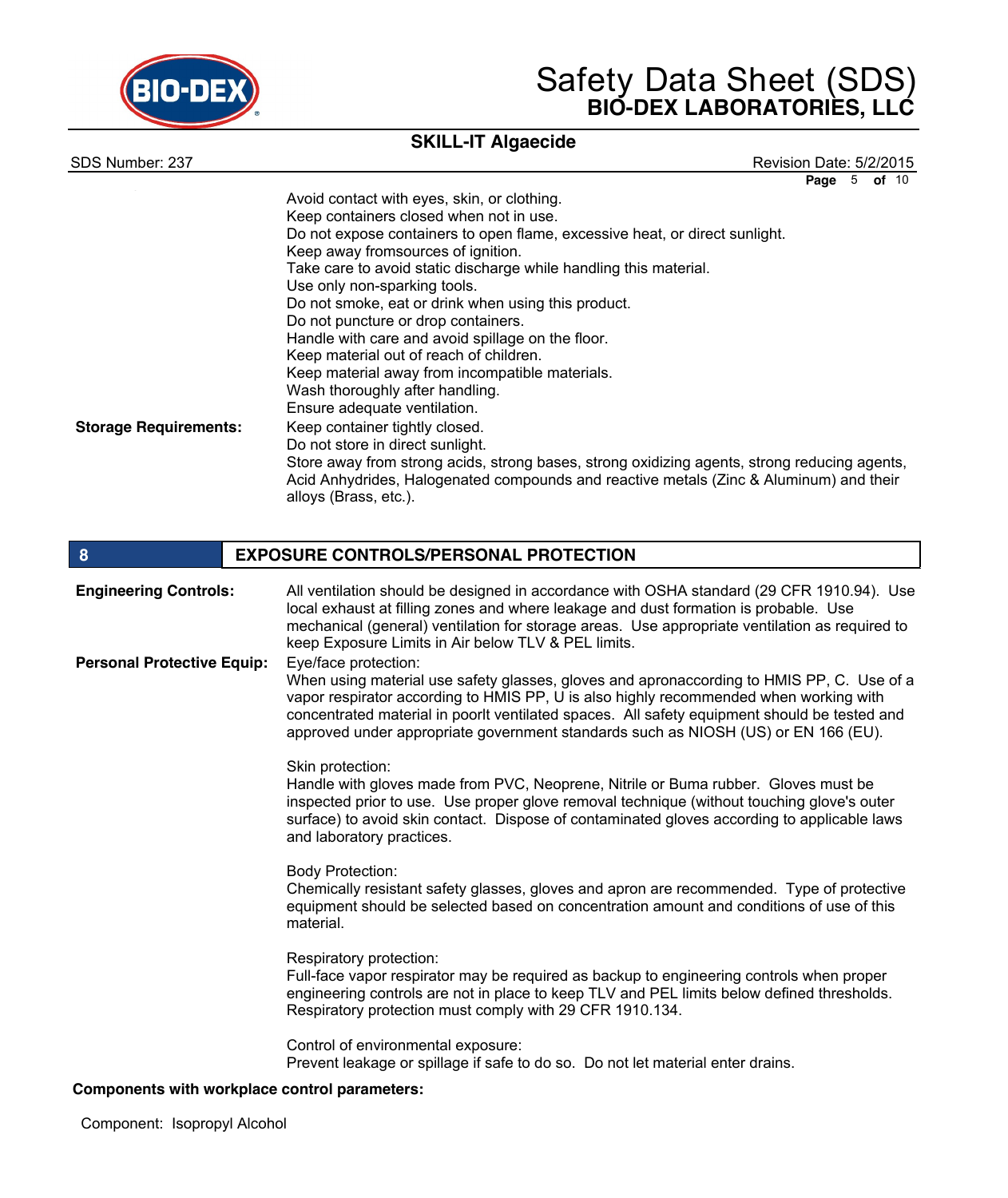Avoid contact with eyes, skin, or clothing.
Keep containers closed when not in use.
Do not expose containers to open flame, excessive heat, or direct sunlight.
Keep away fromsources of ignition.
Take care to avoid static discharge while handling this material.
Use only non-sparking tools.
Do not smoke, eat or drink when using this product.
Do not puncture or drop containers.
Handle with care and avoid spillage on the floor.
Keep material out of reach of children.
Keep material away from incompatible materials.
Wash thoroughly after handling.
Ensure adequate ventilation.

**Storage Requirements:** Keep container tightly closed.
Do not store in direct sunlight.
Store away from strong acids, strong bases, strong oxidizing agents, strong reducing agents, Acid Anhydrides, Halogenated compounds and reactive metals (Zinc & Aluminum) and their alloys (Brass, etc.).

## 8 EXPOSURE CONTROLS/PERSONAL PROTECTION

**Engineering Controls:** All ventilation should be designed in accordance with OSHA standard (29 CFR 1910.94). Use local exhaust at filling zones and where leakage and dust formation is probable. Use mechanical (general) ventilation for storage areas. Use appropriate ventilation as required to keep Exposure Limits in Air below TLV & PEL limits.

**Personal Protective Equip:** Eye/face protection:
When using material use safety glasses, gloves and apronaccording to HMIS PP, C. Use of a vapor respirator according to HMIS PP, U is also highly recommended when working with concentrated material in poorlt ventilated spaces. All safety equipment should be tested and approved under appropriate government standards such as NIOSH (US) or EN 166 (EU).

Skin protection:
Handle with gloves made from PVC, Neoprene, Nitrile or Buma rubber. Gloves must be inspected prior to use. Use proper glove removal technique (without touching glove's outer surface) to avoid skin contact. Dispose of contaminated gloves according to applicable laws and laboratory practices.

Body Protection:
Chemically resistant safety glasses, gloves and apron are recommended. Type of protective equipment should be selected based on concentration amount and conditions of use of this material.

Respiratory protection:
Full-face vapor respirator may be required as backup to engineering controls when proper engineering controls are not in place to keep TLV and PEL limits below defined thresholds. Respiratory protection must comply with 29 CFR 1910.134.

Control of environmental exposure:
Prevent leakage or spillage if safe to do so. Do not let material enter drains.

**Components with workplace control parameters:**

Component: Isopropyl Alcohol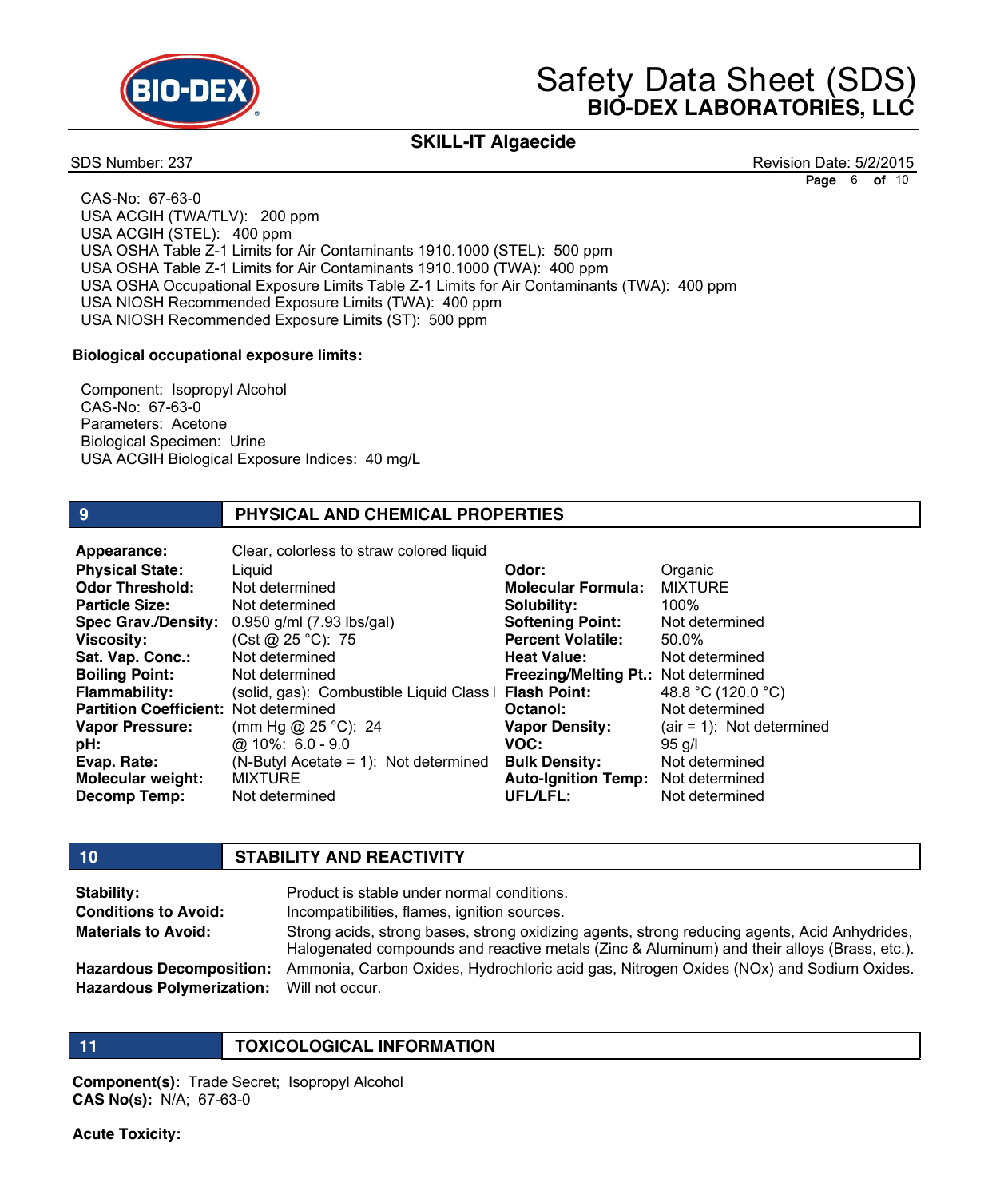CAS-No: 67-63-0
USA ACGIH (TWA/TLV): 200 ppm
USA ACGIH (STEL): 400 ppm
USA OSHA Table Z-1 Limits for Air Contaminants 1910.1000 (STEL): 500 ppm
USA OSHA Table Z-1 Limits for Air Contaminants 1910.1000 (TWA): 400 ppm
USA OSHA Occupational Exposure Limits Table Z-1 Limits for Air Contaminants (TWA): 400 ppm
USA NIOSH Recommended Exposure Limits (TWA): 400 ppm
USA NIOSH Recommended Exposure Limits (ST): 500 ppm

**Biological occupational exposure limits:**

Component: Isopropyl Alcohol
CAS-No: 67-63-0
Parameters: Acetone
Biological Specimen: Urine
USA ACGIH Biological Exposure Indices: 40 mg/L

## 9 PHYSICAL AND CHEMICAL PROPERTIES

| | | | |
|---|---|---|---|
| **Appearance:** | Clear, colorless to straw colored liquid | | |
| **Physical State:** | Liquid | **Odor:** | Organic |
| **Odor Threshold:** | Not determined | **Molecular Formula:** | MIXTURE |
| **Particle Size:** | Not determined | **Solubility:** | 100% |
| **Spec Grav./Density:** | 0.950 g/ml (7.93 lbs/gal) | **Softening Point:** | Not determined |
| **Viscosity:** | (Cst @ 25 °C): 75 | **Percent Volatile:** | 50.0% |
| **Sat. Vap. Conc.:** | Not determined | **Heat Value:** | Not determined |
| **Boiling Point:** | Not determined | **Freezing/Melting Pt.:** | Not determined |
| **Flammability:** | (solid, gas): Combustible Liquid Class I | **Flash Point:** | 48.8 °C (120.0 °C) |
| **Partition Coefficient:** | Not determined | **Octanol:** | Not determined |
| **Vapor Pressure:** | (mm Hg @ 25 °C): 24 | **Vapor Density:** | (air = 1): Not determined |
| **pH:** | @ 10%: 6.0 - 9.0 | **VOC:** | 95 g/l |
| **Evap. Rate:** | (N-Butyl Acetate = 1): Not determined | **Bulk Density:** | Not determined |
| **Molecular weight:** | MIXTURE | **Auto-Ignition Temp:** | Not determined |
| **Decomp Temp:** | Not determined | **UFL/LFL:** | Not determined |

## 10 STABILITY AND REACTIVITY

**Stability:** Product is stable under normal conditions.

**Conditions to Avoid:** Incompatibilities, flames, ignition sources.

**Materials to Avoid:** Strong acids, strong bases, strong oxidizing agents, strong reducing agents, Acid Anhydrides, Halogenated compounds and reactive metals (Zinc & Aluminum) and their alloys (Brass, etc.).

**Hazardous Decomposition:** Ammonia, Carbon Oxides, Hydrochloric acid gas, Nitrogen Oxides (NOx) and Sodium Oxides.

**Hazardous Polymerization:** Will not occur.

## 11 TOXICOLOGICAL INFORMATION

**Component(s):** Trade Secret; Isopropyl Alcohol
**CAS No(s):** N/A; 67-63-0

**Acute Toxicity:**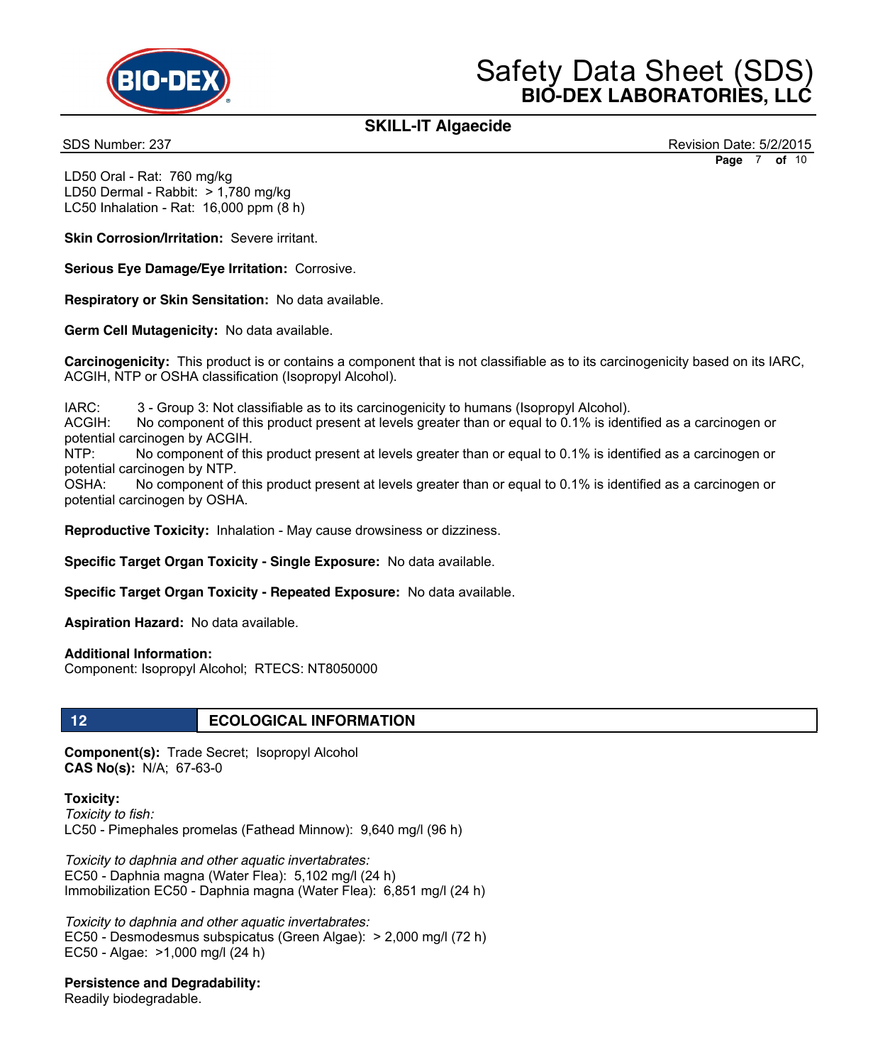LD50 Oral - Rat: 760 mg/kg
LD50 Dermal - Rabbit: > 1,780 mg/kg
LC50 Inhalation - Rat: 16,000 ppm (8 h)

**Skin Corrosion/Irritation:** Severe irritant.

**Serious Eye Damage/Eye Irritation:** Corrosive.

**Respiratory or Skin Sensitation:** No data available.

**Germ Cell Mutagenicity:** No data available.

**Carcinogenicity:** This product is or contains a component that is not classifiable as to its carcinogenicity based on its IARC, ACGIH, NTP or OSHA classification (Isopropyl Alcohol).

IARC: 3 - Group 3: Not classifiable as to its carcinogenicity to humans (Isopropyl Alcohol).
ACGIH: No component of this product present at levels greater than or equal to 0.1% is identified as a carcinogen or potential carcinogen by ACGIH.
NTP: No component of this product present at levels greater than or equal to 0.1% is identified as a carcinogen or potential carcinogen by NTP.
OSHA: No component of this product present at levels greater than or equal to 0.1% is identified as a carcinogen or potential carcinogen by OSHA.

**Reproductive Toxicity:** Inhalation - May cause drowsiness or dizziness.

**Specific Target Organ Toxicity - Single Exposure:** No data available.

**Specific Target Organ Toxicity - Repeated Exposure:** No data available.

**Aspiration Hazard:** No data available.

**Additional Information:**
Component: Isopropyl Alcohol; RTECS: NT8050000

## 12 ECOLOGICAL INFORMATION

**Component(s):** Trade Secret; Isopropyl Alcohol
**CAS No(s):** N/A; 67-63-0

**Toxicity:**
*Toxicity to fish:*
LC50 - Pimephales promelas (Fathead Minnow): 9,640 mg/l (96 h)

*Toxicity to daphnia and other aquatic invertabrates:*
EC50 - Daphnia magna (Water Flea): 5,102 mg/l (24 h)
Immobilization EC50 - Daphnia magna (Water Flea): 6,851 mg/l (24 h)

*Toxicity to daphnia and other aquatic invertabrates:*
EC50 - Desmodesmus subspicatus (Green Algae): > 2,000 mg/l (72 h)
EC50 - Algae: >1,000 mg/l (24 h)

**Persistence and Degradability:**
Readily biodegradable.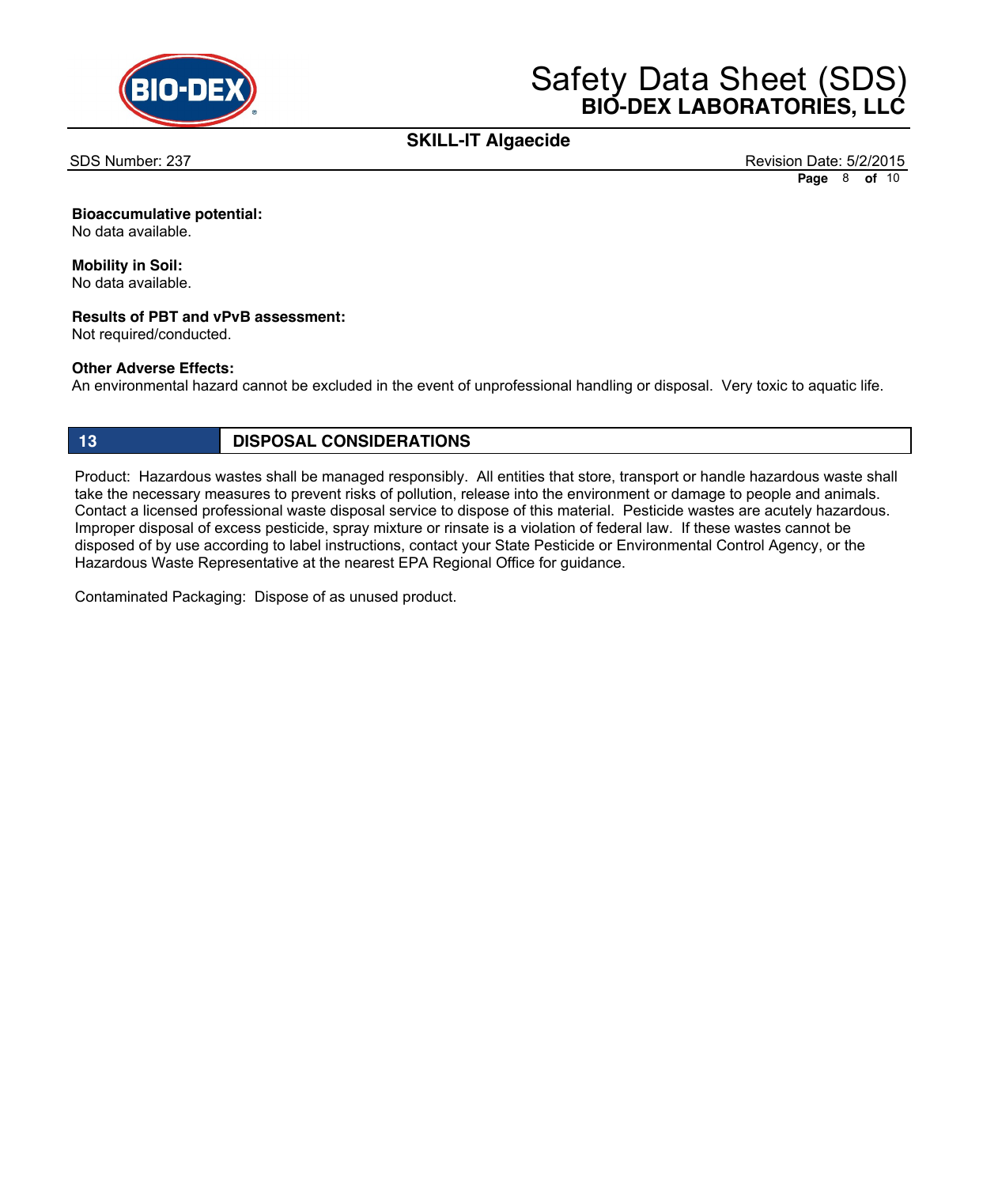**Bioaccumulative potential:**
No data available.

**Mobility in Soil:**
No data available.

**Results of PBT and vPvB assessment:**
Not required/conducted.

**Other Adverse Effects:**
An environmental hazard cannot be excluded in the event of unprofessional handling or disposal. Very toxic to aquatic life.

## 13 DISPOSAL CONSIDERATIONS

Product: Hazardous wastes shall be managed responsibly. All entities that store, transport or handle hazardous waste shall take the necessary measures to prevent risks of pollution, release into the environment or damage to people and animals. Contact a licensed professional waste disposal service to dispose of this material. Pesticide wastes are acutely hazardous. Improper disposal of excess pesticide, spray mixture or rinsate is a violation of federal law. If these wastes cannot be disposed of by use according to label instructions, contact your State Pesticide or Environmental Control Agency, or the Hazardous Waste Representative at the nearest EPA Regional Office for guidance.

Contaminated Packaging: Dispose of as unused product.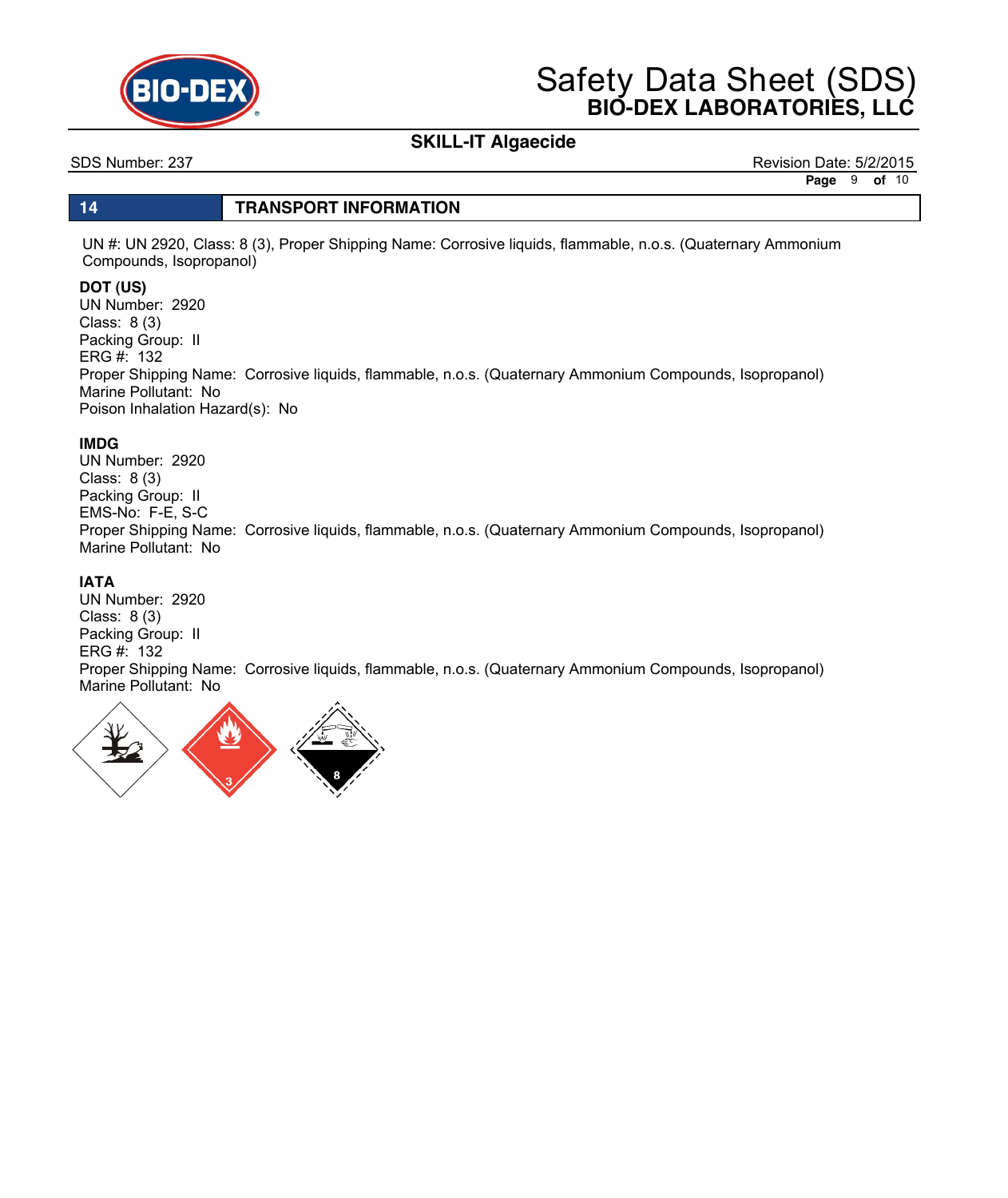## 14 TRANSPORT INFORMATION

UN #: UN 2920, Class: 8 (3), Proper Shipping Name: Corrosive liquids, flammable, n.o.s. (Quaternary Ammonium Compounds, Isopropanol)

**DOT (US)**
UN Number: 2920
Class: 8 (3)
Packing Group: II
ERG #: 132
Proper Shipping Name: Corrosive liquids, flammable, n.o.s. (Quaternary Ammonium Compounds, Isopropanol)
Marine Pollutant: No
Poison Inhalation Hazard(s): No

**IMDG**
UN Number: 2920
Class: 8 (3)
Packing Group: II
EMS-No: F-E, S-C
Proper Shipping Name: Corrosive liquids, flammable, n.o.s. (Quaternary Ammonium Compounds, Isopropanol)
Marine Pollutant: No

**IATA**
UN Number: 2920
Class: 8 (3)
Packing Group: II
ERG #: 132
Proper Shipping Name: Corrosive liquids, flammable, n.o.s. (Quaternary Ammonium Compounds, Isopropanol)
Marine Pollutant: No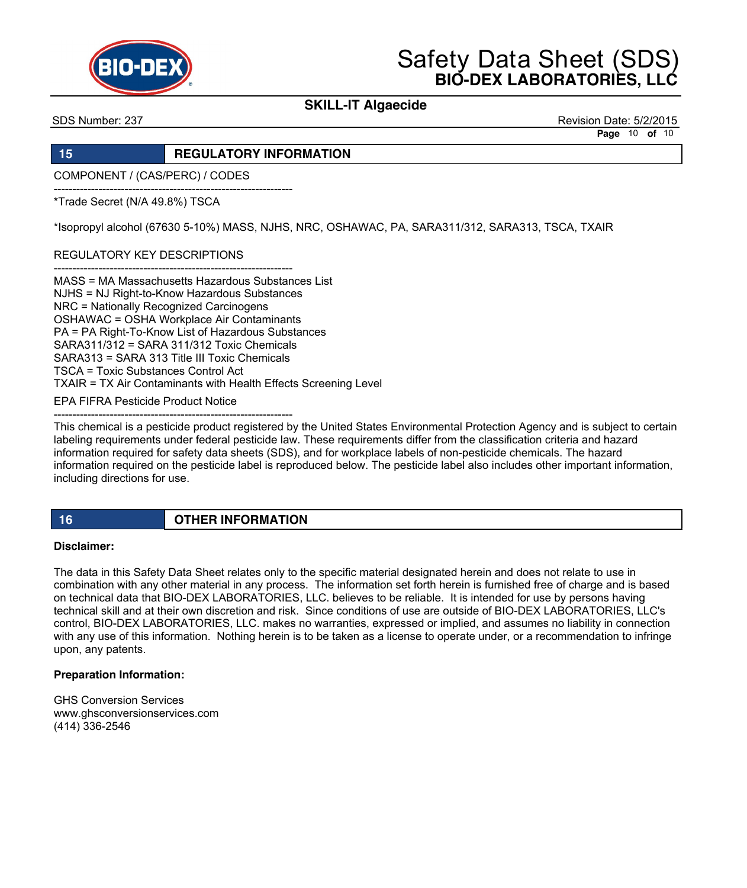# Safety Data Sheet (SDS)
## BIO-DEX LABORATORIES, LLC

**SKILL-IT Algaecide**

SDS Number: 237 | Revision Date: 5/2/2015

## 15 REGULATORY INFORMATION

COMPONENT / (CAS/PERC) / CODES

----------------------------------------------------------------

*Trade Secret (N/A 49.8%) TSCA

*Isopropyl alcohol (67630 5-10%) MASS, NJHS, NRC, OSHAWAC, PA, SARA311/312, SARA313, TSCA, TXAIR

REGULATORY KEY DESCRIPTIONS

----------------------------------------------------------------

MASS = MA Massachusetts Hazardous Substances List
NJHS = NJ Right-to-Know Hazardous Substances
NRC = Nationally Recognized Carcinogens
OSHAWAC = OSHA Workplace Air Contaminants
PA = PA Right-To-Know List of Hazardous Substances
SARA311/312 = SARA 311/312 Toxic Chemicals
SARA313 = SARA 313 Title III Toxic Chemicals
TSCA = Toxic Substances Control Act
TXAIR = TX Air Contaminants with Health Effects Screening Level

EPA FIFRA Pesticide Product Notice

----------------------------------------------------------------

This chemical is a pesticide product registered by the United States Environmental Protection Agency and is subject to certain labeling requirements under federal pesticide law. These requirements differ from the classification criteria and hazard information required for safety data sheets (SDS), and for workplace labels of non-pesticide chemicals. The hazard information required on the pesticide label is reproduced below. The pesticide label also includes other important information, including directions for use.

## 16 OTHER INFORMATION

**Disclaimer:**

The data in this Safety Data Sheet relates only to the specific material designated herein and does not relate to use in combination with any other material in any process. The information set forth herein is furnished free of charge and is based on technical data that BIO-DEX LABORATORIES, LLC. believes to be reliable. It is intended for use by persons having technical skill and at their own discretion and risk. Since conditions of use are outside of BIO-DEX LABORATORIES, LLC's control, BIO-DEX LABORATORIES, LLC. makes no warranties, expressed or implied, and assumes no liability in connection with any use of this information. Nothing herein is to be taken as a license to operate under, or a recommendation to infringe upon, any patents.

**Preparation Information:**

GHS Conversion Services
www.ghsconversionservices.com
(414) 336-2546